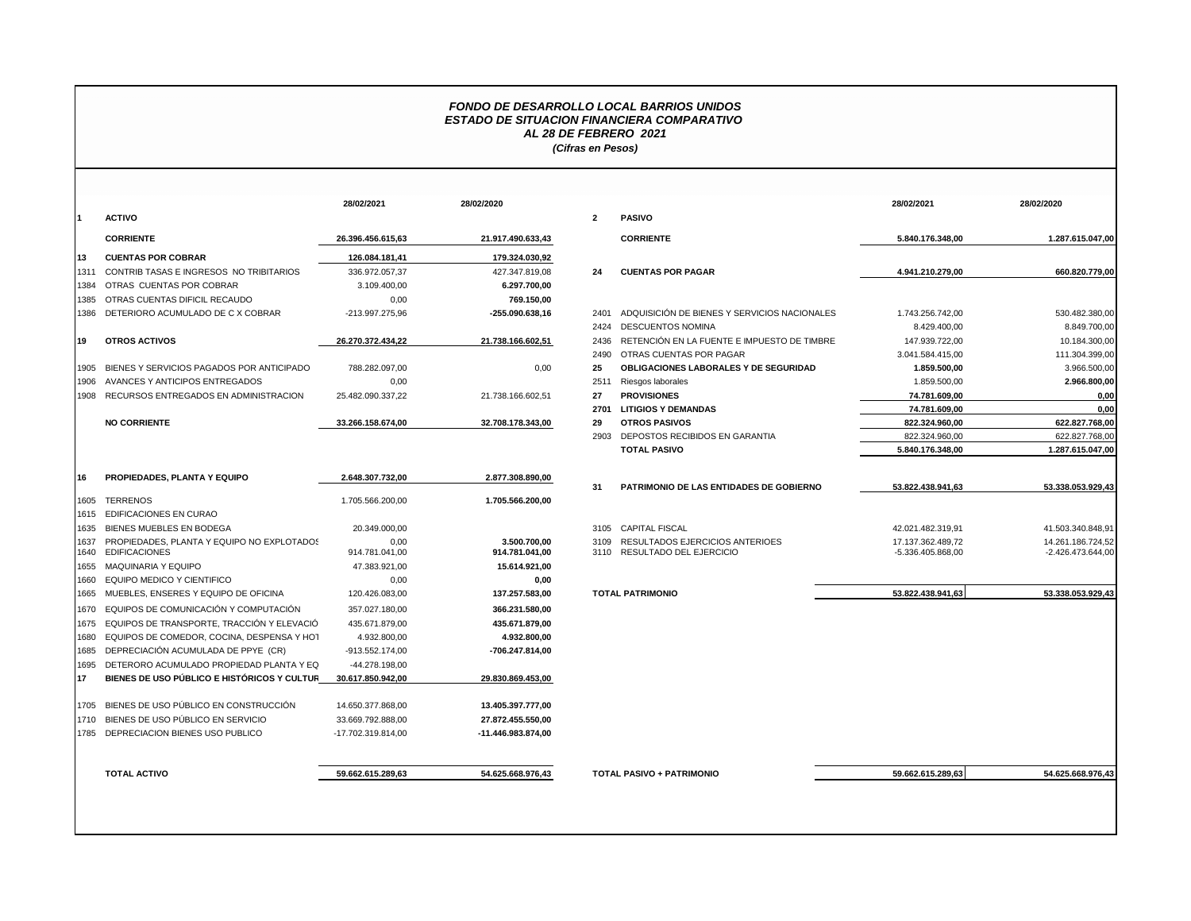# *FONDO DE DESARROLLO LOCAL BARRIOS UNIDOS*
## *ESTADO DE SITUACION FINANCIERA COMPARATIVO*
### *AL 28 DE FEBRERO 2021*
*(Cifras en Pesos)*

| | | 28/02/2021 | 28/02/2020 |
|---|---|---|---|
| **1** | **ACTIVO** | | |
| | **CORRIENTE** | **26.396.456.615,63** | **21.917.490.633,43** |
| **13** | **CUENTAS POR COBRAR** | **126.084.181,41** | **179.324.030,92** |
| 1311 | CONTRIB TASAS E INGRESOS NO TRIBITARIOS | 336.972.057,37 | 427.347.819,08 |
| 1384 | OTRAS CUENTAS POR COBRAR | 3.109.400,00 | **6.297.700,00** |
| 1385 | OTRAS CUENTAS DIFICIL RECAUDO | 0,00 | **769.150,00** |
| 1386 | DETERIORO ACUMULADO DE C X COBRAR | -213.997.275,96 | **-255.090.638,16** |
| **19** | **OTROS ACTIVOS** | **26.270.372.434,22** | **21.738.166.602,51** |
| 1905 | BIENES Y SERVICIOS PAGADOS POR ANTICIPADO | 788.282.097,00 | 0,00 |
| 1906 | AVANCES Y ANTICIPOS ENTREGADOS | 0,00 | |
| 1908 | RECURSOS ENTREGADOS EN ADMINISTRACION | 25.482.090.337,22 | 21.738.166.602,51 |
| | **NO CORRIENTE** | **33.266.158.674,00** | **32.708.178.343,00** |
| **16** | **PROPIEDADES, PLANTA Y EQUIPO** | **2.648.307.732,00** | **2.877.308.890,00** |
| 1605 | TERRENOS | 1.705.566.200,00 | **1.705.566.200,00** |
| 1615 | EDIFICACIONES EN CURAO | | |
| 1635 | BIENES MUEBLES EN BODEGA | 20.349.000,00 | |
| 1637 | PROPIEDADES, PLANTA Y EQUIPO NO EXPLOTADOS | 0,00 | **3.500.700,00** |
| 1640 | EDIFICACIONES | 914.781.041,00 | **914.781.041,00** |
| 1655 | MAQUINARIA Y EQUIPO | 47.383.921,00 | **15.614.921,00** |
| 1660 | EQUIPO MEDICO Y CIENTIFICO | 0,00 | **0,00** |
| 1665 | MUEBLES, ENSERES Y EQUIPO DE OFICINA | 120.426.083,00 | **137.257.583,00** |
| 1670 | EQUIPOS DE COMUNICACIÓN Y COMPUTACIÓN | 357.027.180,00 | **366.231.580,00** |
| 1675 | EQUIPOS DE TRANSPORTE, TRACCIÓN Y ELEVACIÓ | 435.671.879,00 | **435.671.879,00** |
| 1680 | EQUIPOS DE COMEDOR, COCINA, DESPENSA Y HOT | 4.932.800,00 | **4.932.800,00** |
| 1685 | DEPRECIACIÓN ACUMULADA DE PPYE (CR) | -913.552.174,00 | **-706.247.814,00** |
| 1695 | DETERORO ACUMULADO PROPIEDAD PLANTA Y EQ | -44.278.198,00 | |
| **17** | **BIENES DE USO PÚBLICO E HISTÓRICOS Y CULTUR** | **30.617.850.942,00** | **29.830.869.453,00** |
| 1705 | BIENES DE USO PÚBLICO EN CONSTRUCCIÓN | 14.650.377.868,00 | **13.405.397.777,00** |
| 1710 | BIENES DE USO PÚBLICO EN SERVICIO | 33.669.792.888,00 | **27.872.455.550,00** |
| 1785 | DEPRECIACION BIENES USO PUBLICO | -17.702.319.814,00 | **-11.446.983.874,00** |
| | **TOTAL ACTIVO** | **59.662.615.289,63** | **54.625.668.976,43** |

| | | 28/02/2021 | 28/02/2020 |
|---|---|---|---|
| **2** | **PASIVO** | | |
| | **CORRIENTE** | **5.840.176.348,00** | **1.287.615.047,00** |
| **24** | **CUENTAS POR PAGAR** | **4.941.210.279,00** | **660.820.779,00** |
| 2401 | ADQUISICIÓN DE BIENES Y SERVICIOS NACIONALES | 1.743.256.742,00 | 530.482.380,00 |
| 2424 | DESCUENTOS NOMINA | 8.429.400,00 | 8.849.700,00 |
| 2436 | RETENCIÓN EN LA FUENTE E IMPUESTO DE TIMBRE | 147.939.722,00 | 10.184.300,00 |
| 2490 | OTRAS CUENTAS POR PAGAR | 3.041.584.415,00 | 111.304.399,00 |
| **25** | **OBLIGACIONES LABORALES Y DE SEGURIDAD** | **1.859.500,00** | 3.966.500,00 |
| 2511 | Riesgos laborales | 1.859.500,00 | **2.966.800,00** |
| **27** | **PROVISIONES** | **74.781.609,00** | **0,00** |
| **2701** | **LITIGIOS Y DEMANDAS** | **74.781.609,00** | **0,00** |
| **29** | **OTROS PASIVOS** | **822.324.960,00** | **622.827.768,00** |
| 2903 | DEPOSTOS RECIBIDOS EN GARANTIA | 822.324.960,00 | 622.827.768,00 |
| | **TOTAL PASIVO** | **5.840.176.348,00** | **1.287.615.047,00** |
| **31** | **PATRIMONIO DE LAS ENTIDADES DE GOBIERNO** | **53.822.438.941,63** | **53.338.053.929,43** |
| 3105 | CAPITAL FISCAL | 42.021.482.319,91 | 41.503.340.848,91 |
| 3109 | RESULTADOS EJERCICIOS ANTERIOES | 17.137.362.489,72 | 14.261.186.724,52 |
| 3110 | RESULTADO DEL EJERCICIO | -5.336.405.868,00 | -2.426.473.644,00 |
| | **TOTAL PATRIMONIO** | **53.822.438.941,63** | **53.338.053.929,43** |
| | **TOTAL PASIVO + PATRIMONIO** | **59.662.615.289,63** | **54.625.668.976,43** |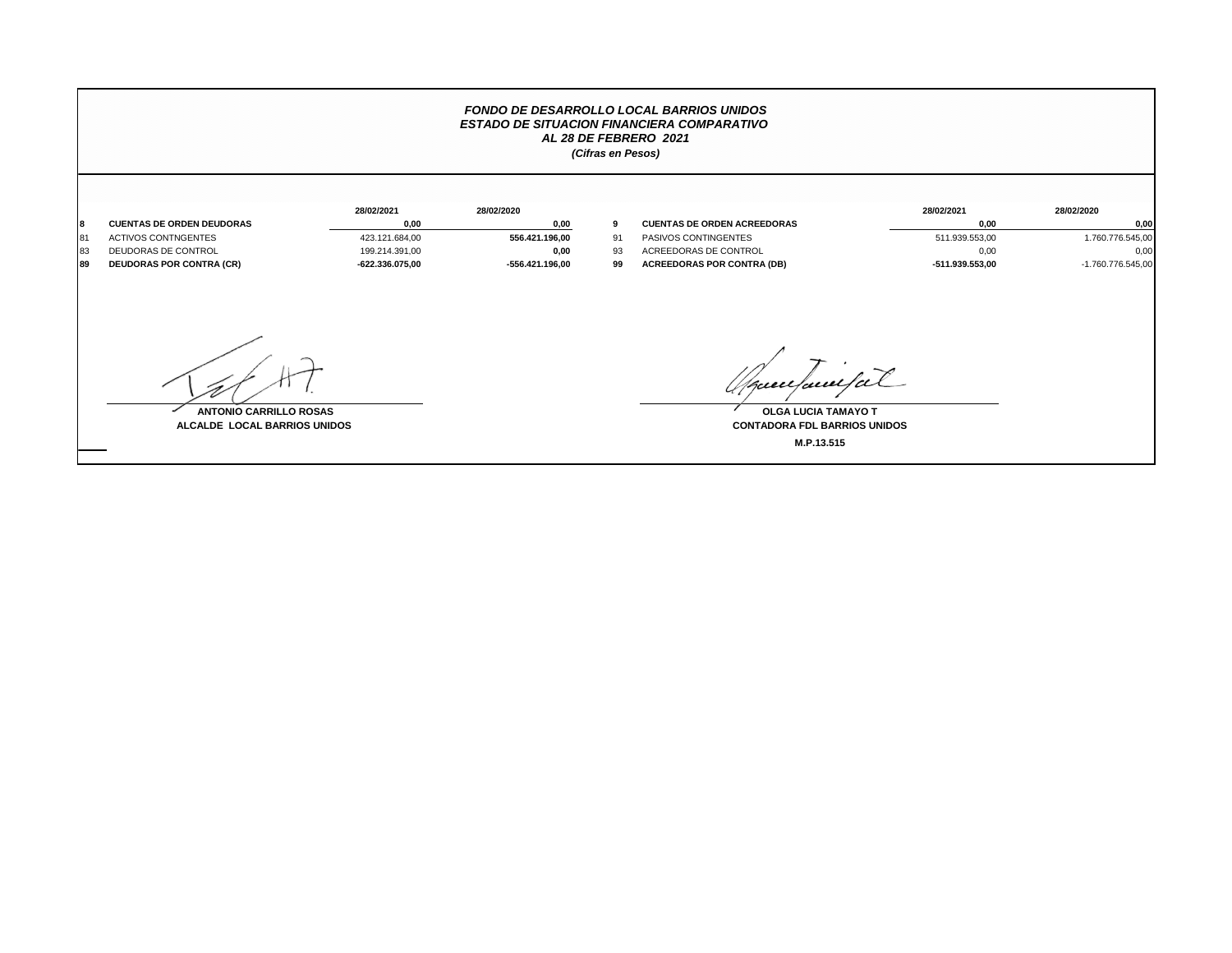***FONDO DE DESARROLLO LOCAL BARRIOS UNIDOS***
***ESTADO DE SITUACION FINANCIERA COMPARATIVO***
***AL 28 DE FEBRERO 2021***
***(Cifras en Pesos)***

| | | 28/02/2021 | 28/02/2020 | | | 28/02/2021 | 28/02/2020 |
|---|---|---|---|---|---|---|---|
| **8** | **CUENTAS DE ORDEN DEUDORAS** | **0,00** | **0,00** | **9** | **CUENTAS DE ORDEN ACREEDORAS** | **0,00** | **0,00** |
| 81 | ACTIVOS CONTNGENTES | 423.121.684,00 | **556.421.196,00** | 91 | PASIVOS CONTINGENTES | 511.939.553,00 | 1.760.776.545,00 |
| 83 | DEUDORAS DE CONTROL | 199.214.391,00 | **0,00** | 93 | ACREEDORAS DE CONTROL | 0,00 | 0,00 |
| **89** | **DEUDORAS POR CONTRA (CR)** | **-622.336.075,00** | **-556.421.196,00** | **99** | **ACREEDORAS POR CONTRA (DB)** | **-511.939.553,00** | -1.760.776.545,00 |

**ANTONIO CARRILLO ROSAS**
**ALCALDE LOCAL BARRIOS UNIDOS**

**OLGA LUCIA TAMAYO T**
**CONTADORA FDL BARRIOS UNIDOS**
**M.P.13.515**